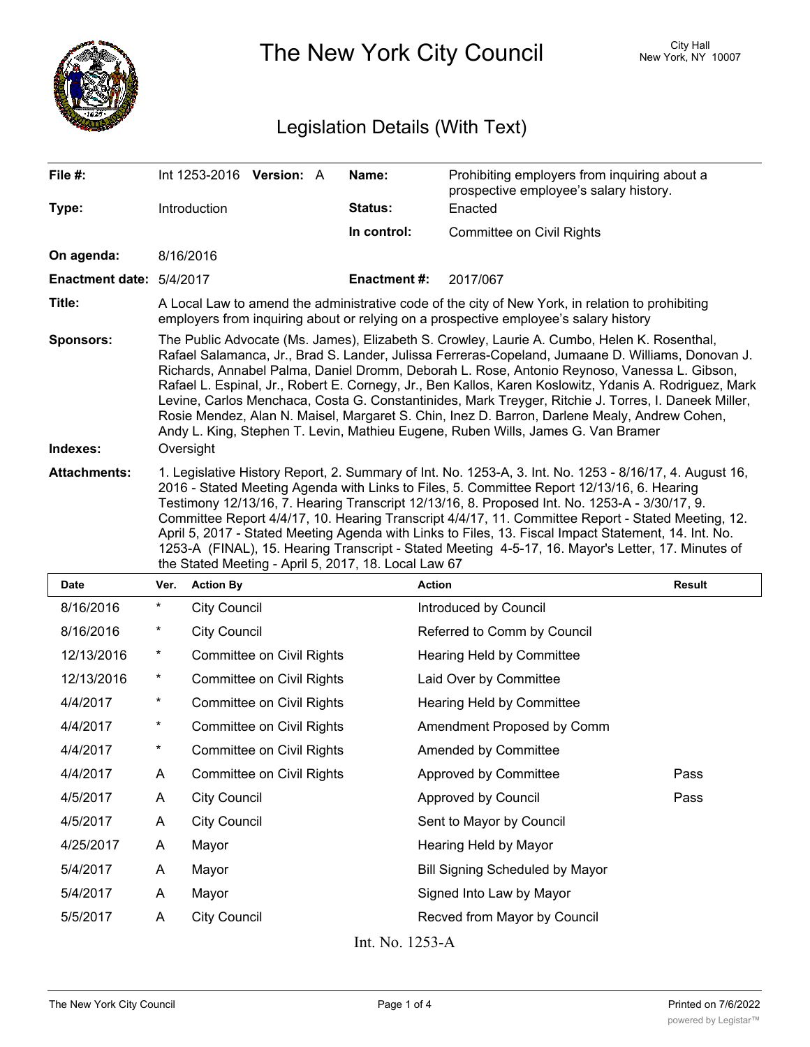# The New York City Council

City Hall
New York, NY 10007

## Legislation Details (With Text)

| | | | |
|---|---|---|---|
| **File #:** | Int 1253-2016 **Version:** A | **Name:** | Prohibiting employers from inquiring about a prospective employee's salary history. |
| **Type:** | Introduction | **Status:** | Enacted |
| | | **In control:** | Committee on Civil Rights |
| **On agenda:** | 8/16/2016 | | |
| **Enactment date:** | 5/4/2017 | **Enactment #:** | 2017/067 |

**Title:** A Local Law to amend the administrative code of the city of New York, in relation to prohibiting employers from inquiring about or relying on a prospective employee's salary history

**Sponsors:** The Public Advocate (Ms. James), Elizabeth S. Crowley, Laurie A. Cumbo, Helen K. Rosenthal, Rafael Salamanca, Jr., Brad S. Lander, Julissa Ferreras-Copeland, Jumaane D. Williams, Donovan J. Richards, Annabel Palma, Daniel Dromm, Deborah L. Rose, Antonio Reynoso, Vanessa L. Gibson, Rafael L. Espinal, Jr., Robert E. Cornegy, Jr., Ben Kallos, Karen Koslowitz, Ydanis A. Rodriguez, Mark Levine, Carlos Menchaca, Costa G. Constantinides, Mark Treyger, Ritchie J. Torres, I. Daneek Miller, Rosie Mendez, Alan N. Maisel, Margaret S. Chin, Inez D. Barron, Darlene Mealy, Andrew Cohen, Andy L. King, Stephen T. Levin, Mathieu Eugene, Ruben Wills, James G. Van Bramer

**Indexes:** Oversight

**Attachments:** 1. Legislative History Report, 2. Summary of Int. No. 1253-A, 3. Int. No. 1253 - 8/16/17, 4. August 16, 2016 - Stated Meeting Agenda with Links to Files, 5. Committee Report 12/13/16, 6. Hearing Testimony 12/13/16, 7. Hearing Transcript 12/13/16, 8. Proposed Int. No. 1253-A - 3/30/17, 9. Committee Report 4/4/17, 10. Hearing Transcript 4/4/17, 11. Committee Report - Stated Meeting, 12. April 5, 2017 - Stated Meeting Agenda with Links to Files, 13. Fiscal Impact Statement, 14. Int. No. 1253-A (FINAL), 15. Hearing Transcript - Stated Meeting 4-5-17, 16. Mayor's Letter, 17. Minutes of the Stated Meeting - April 5, 2017, 18. Local Law 67

| Date | Ver. | Action By | Action | Result |
|---|---|---|---|---|
| 8/16/2016 | * | City Council | Introduced by Council | |
| 8/16/2016 | * | City Council | Referred to Comm by Council | |
| 12/13/2016 | * | Committee on Civil Rights | Hearing Held by Committee | |
| 12/13/2016 | * | Committee on Civil Rights | Laid Over by Committee | |
| 4/4/2017 | * | Committee on Civil Rights | Hearing Held by Committee | |
| 4/4/2017 | * | Committee on Civil Rights | Amendment Proposed by Comm | |
| 4/4/2017 | * | Committee on Civil Rights | Amended by Committee | |
| 4/4/2017 | A | Committee on Civil Rights | Approved by Committee | Pass |
| 4/5/2017 | A | City Council | Approved by Council | Pass |
| 4/5/2017 | A | City Council | Sent to Mayor by Council | |
| 4/25/2017 | A | Mayor | Hearing Held by Mayor | |
| 5/4/2017 | A | Mayor | Bill Signing Scheduled by Mayor | |
| 5/4/2017 | A | Mayor | Signed Into Law by Mayor | |
| 5/5/2017 | A | City Council | Recved from Mayor by Council | |

Int. No. 1253-A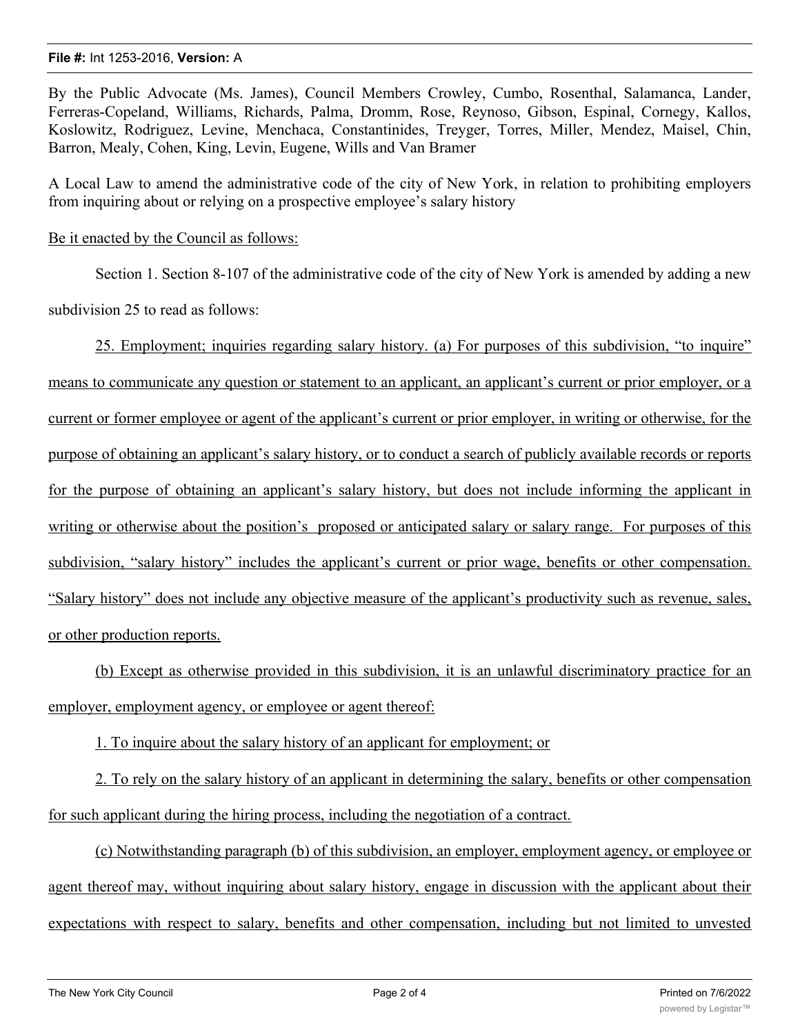By the Public Advocate (Ms. James), Council Members Crowley, Cumbo, Rosenthal, Salamanca, Lander, Ferreras-Copeland, Williams, Richards, Palma, Dromm, Rose, Reynoso, Gibson, Espinal, Cornegy, Kallos, Koslowitz, Rodriguez, Levine, Menchaca, Constantinides, Treyger, Torres, Miller, Mendez, Maisel, Chin, Barron, Mealy, Cohen, King, Levin, Eugene, Wills and Van Bramer

A Local Law to amend the administrative code of the city of New York, in relation to prohibiting employers from inquiring about or relying on a prospective employee's salary history

Be it enacted by the Council as follows:

Section 1. Section 8-107 of the administrative code of the city of New York is amended by adding a new subdivision 25 to read as follows:

25. Employment; inquiries regarding salary history. (a) For purposes of this subdivision, "to inquire" means to communicate any question or statement to an applicant, an applicant's current or prior employer, or a current or former employee or agent of the applicant's current or prior employer, in writing or otherwise, for the purpose of obtaining an applicant's salary history, or to conduct a search of publicly available records or reports for the purpose of obtaining an applicant's salary history, but does not include informing the applicant in writing or otherwise about the position's proposed or anticipated salary or salary range. For purposes of this subdivision, "salary history" includes the applicant's current or prior wage, benefits or other compensation. "Salary history" does not include any objective measure of the applicant's productivity such as revenue, sales, or other production reports.

(b) Except as otherwise provided in this subdivision, it is an unlawful discriminatory practice for an employer, employment agency, or employee or agent thereof:

1. To inquire about the salary history of an applicant for employment; or

2. To rely on the salary history of an applicant in determining the salary, benefits or other compensation for such applicant during the hiring process, including the negotiation of a contract.

(c) Notwithstanding paragraph (b) of this subdivision, an employer, employment agency, or employee or agent thereof may, without inquiring about salary history, engage in discussion with the applicant about their expectations with respect to salary, benefits and other compensation, including but not limited to unvested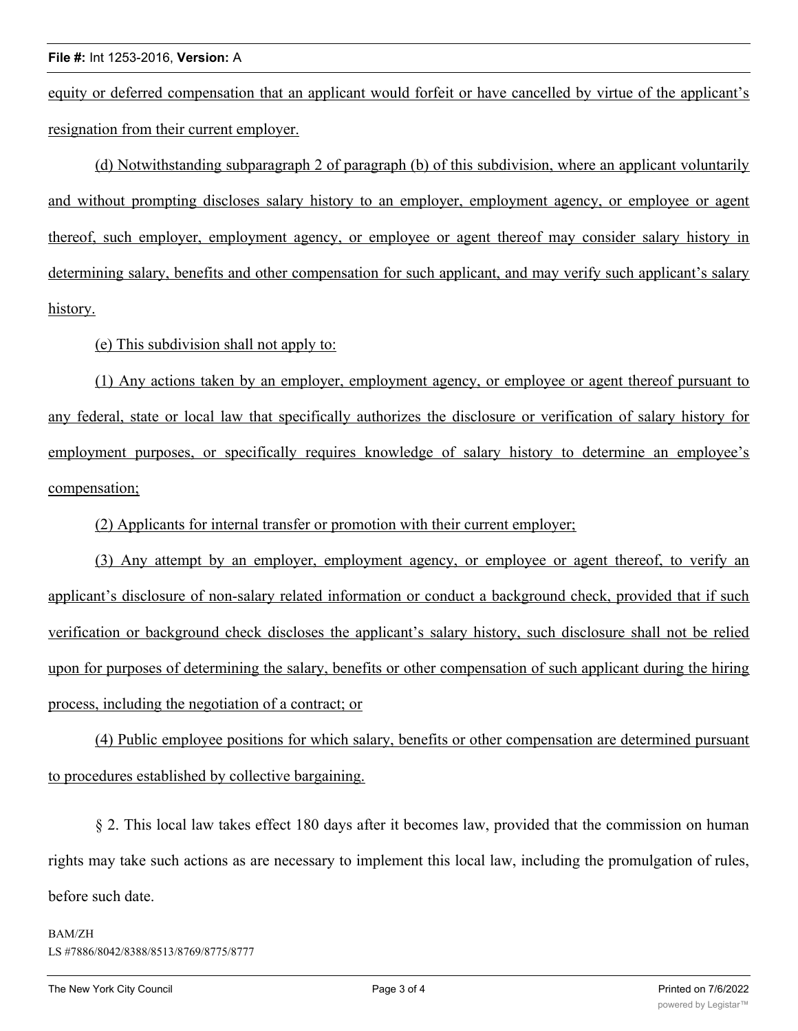equity or deferred compensation that an applicant would forfeit or have cancelled by virtue of the applicant's resignation from their current employer.

(d) Notwithstanding subparagraph 2 of paragraph (b) of this subdivision, where an applicant voluntarily and without prompting discloses salary history to an employer, employment agency, or employee or agent thereof, such employer, employment agency, or employee or agent thereof may consider salary history in determining salary, benefits and other compensation for such applicant, and may verify such applicant's salary history.

(e) This subdivision shall not apply to:

(1) Any actions taken by an employer, employment agency, or employee or agent thereof pursuant to any federal, state or local law that specifically authorizes the disclosure or verification of salary history for employment purposes, or specifically requires knowledge of salary history to determine an employee's compensation;

(2) Applicants for internal transfer or promotion with their current employer;

(3) Any attempt by an employer, employment agency, or employee or agent thereof, to verify an applicant's disclosure of non-salary related information or conduct a background check, provided that if such verification or background check discloses the applicant's salary history, such disclosure shall not be relied upon for purposes of determining the salary, benefits or other compensation of such applicant during the hiring process, including the negotiation of a contract; or

(4) Public employee positions for which salary, benefits or other compensation are determined pursuant to procedures established by collective bargaining.

§ 2. This local law takes effect 180 days after it becomes law, provided that the commission on human rights may take such actions as are necessary to implement this local law, including the promulgation of rules, before such date.

BAM/ZH
LS #7886/8042/8388/8513/8769/8775/8777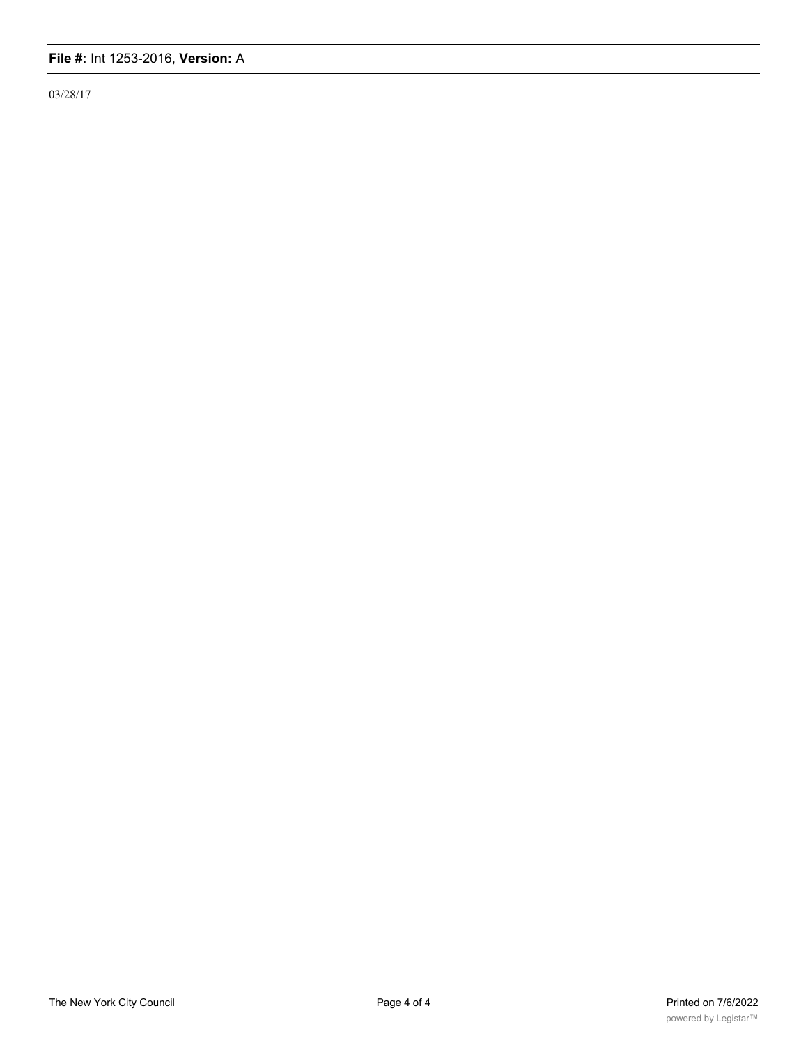03/28/17